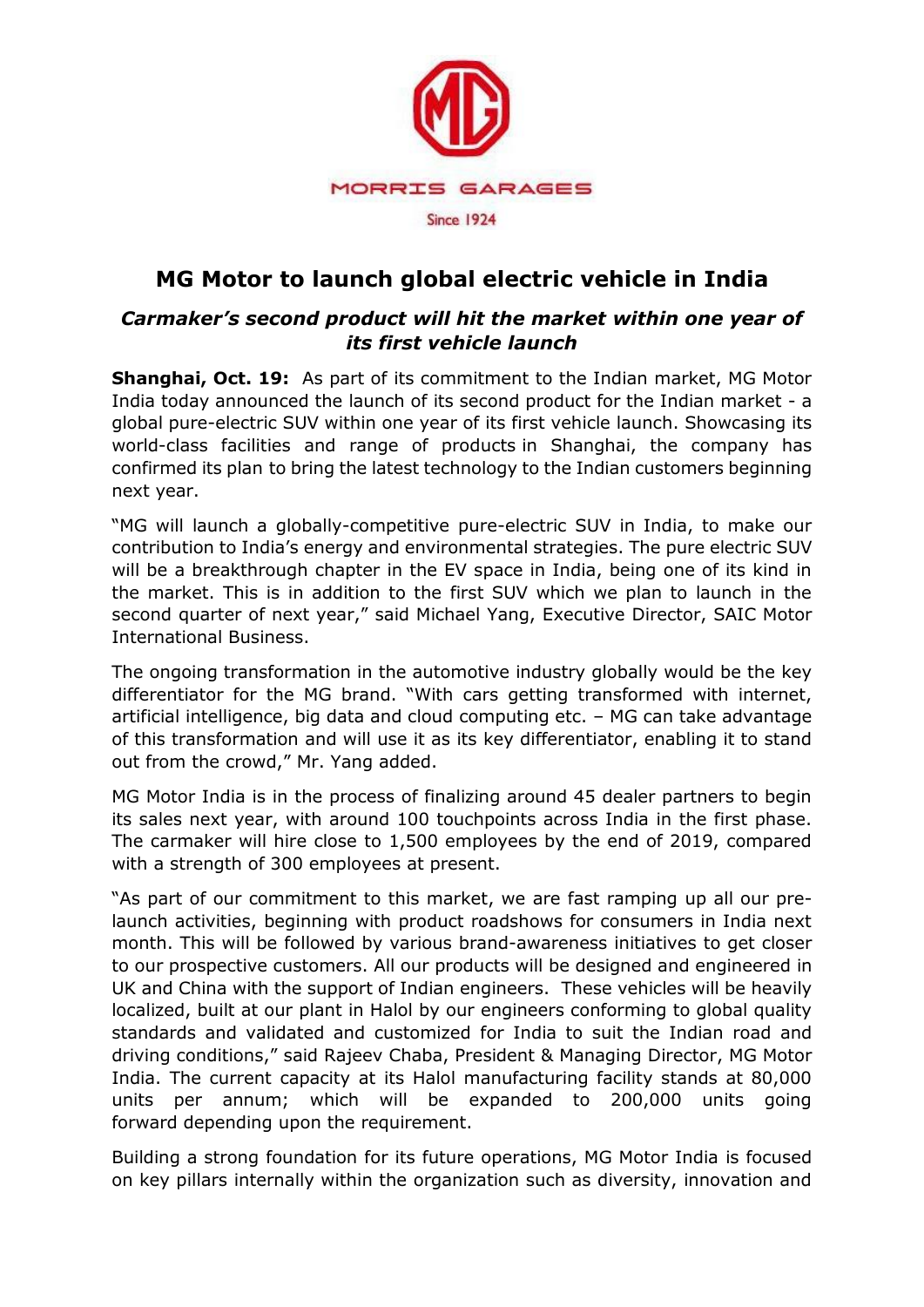MORRIS GARAGES

Since 1924

# MG Motor to launch global electric vehicle in India

### *Carmaker's second product will hit the market within one year of its first vehicle launch*

**Shanghai, Oct. 19:** As part of its commitment to the Indian market, MG Motor India today announced the launch of its second product for the Indian market - a global pure-electric SUV within one year of its first vehicle launch. Showcasing its world-class facilities and range of products in Shanghai, the company has confirmed its plan to bring the latest technology to the Indian customers beginning next year.

"MG will launch a globally-competitive pure-electric SUV in India, to make our contribution to India's energy and environmental strategies. The pure electric SUV will be a breakthrough chapter in the EV space in India, being one of its kind in the market. This is in addition to the first SUV which we plan to launch in the second quarter of next year," said Michael Yang, Executive Director, SAIC Motor International Business.

The ongoing transformation in the automotive industry globally would be the key differentiator for the MG brand. "With cars getting transformed with internet, artificial intelligence, big data and cloud computing etc. – MG can take advantage of this transformation and will use it as its key differentiator, enabling it to stand out from the crowd," Mr. Yang added.

MG Motor India is in the process of finalizing around 45 dealer partners to begin its sales next year, with around 100 touchpoints across India in the first phase. The carmaker will hire close to 1,500 employees by the end of 2019, compared with a strength of 300 employees at present.

"As part of our commitment to this market, we are fast ramping up all our pre-launch activities, beginning with product roadshows for consumers in India next month. This will be followed by various brand-awareness initiatives to get closer to our prospective customers. All our products will be designed and engineered in UK and China with the support of Indian engineers. These vehicles will be heavily localized, built at our plant in Halol by our engineers conforming to global quality standards and validated and customized for India to suit the Indian road and driving conditions," said Rajeev Chaba, President & Managing Director, MG Motor India. The current capacity at its Halol manufacturing facility stands at 80,000 units per annum; which will be expanded to 200,000 units going forward depending upon the requirement.

Building a strong foundation for its future operations, MG Motor India is focused on key pillars internally within the organization such as diversity, innovation and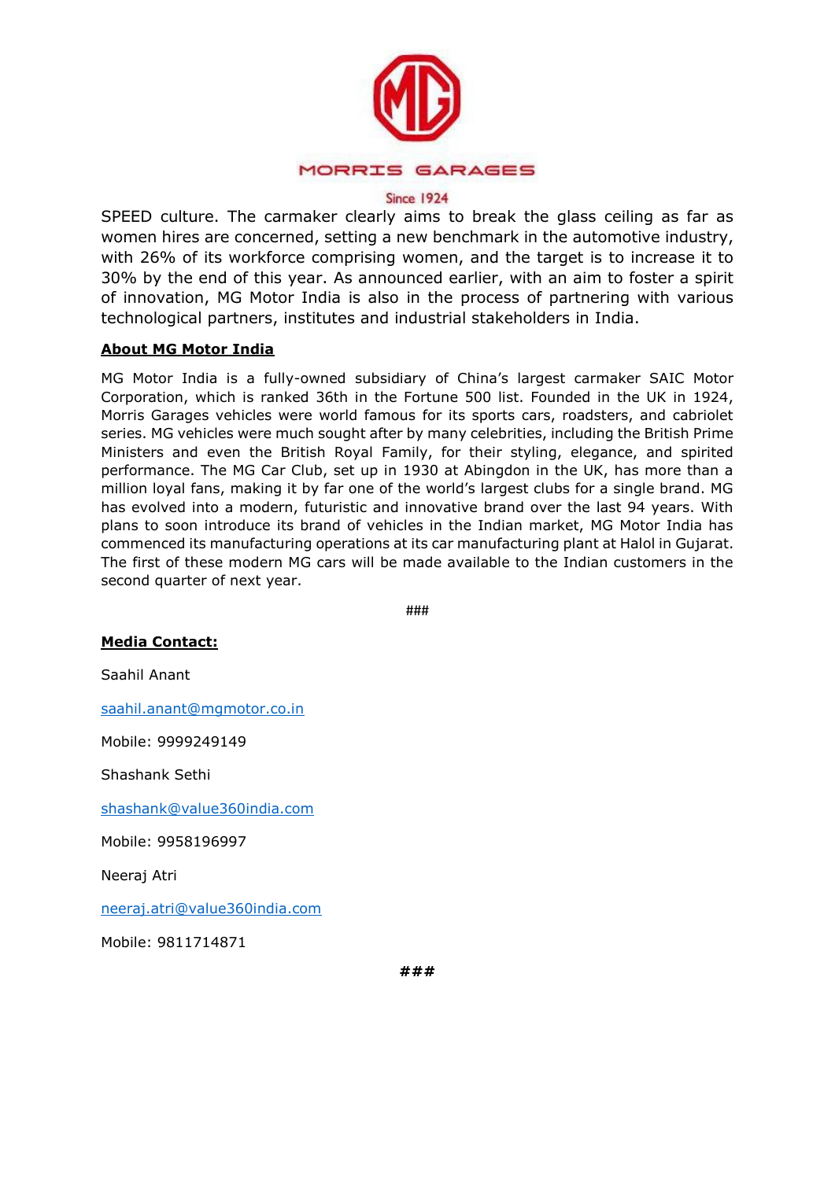SPEED culture. The carmaker clearly aims to break the glass ceiling as far as women hires are concerned, setting a new benchmark in the automotive industry, with 26% of its workforce comprising women, and the target is to increase it to 30% by the end of this year. As announced earlier, with an aim to foster a spirit of innovation, MG Motor India is also in the process of partnering with various technological partners, institutes and industrial stakeholders in India.

**About MG Motor India**

MG Motor India is a fully-owned subsidiary of China's largest carmaker SAIC Motor Corporation, which is ranked 36th in the Fortune 500 list. Founded in the UK in 1924, Morris Garages vehicles were world famous for its sports cars, roadsters, and cabriolet series. MG vehicles were much sought after by many celebrities, including the British Prime Ministers and even the British Royal Family, for their styling, elegance, and spirited performance. The MG Car Club, set up in 1930 at Abingdon in the UK, has more than a million loyal fans, making it by far one of the world's largest clubs for a single brand. MG has evolved into a modern, futuristic and innovative brand over the last 94 years. With plans to soon introduce its brand of vehicles in the Indian market, MG Motor India has commenced its manufacturing operations at its car manufacturing plant at Halol in Gujarat. The first of these modern MG cars will be made available to the Indian customers in the second quarter of next year.

###

**Media Contact:**

Saahil Anant

saahil.anant@mgmotor.co.in

Mobile: 9999249149

Shashank Sethi

shashank@value360india.com

Mobile: 9958196997

Neeraj Atri

neeraj.atri@value360india.com

Mobile: 9811714871

**###**